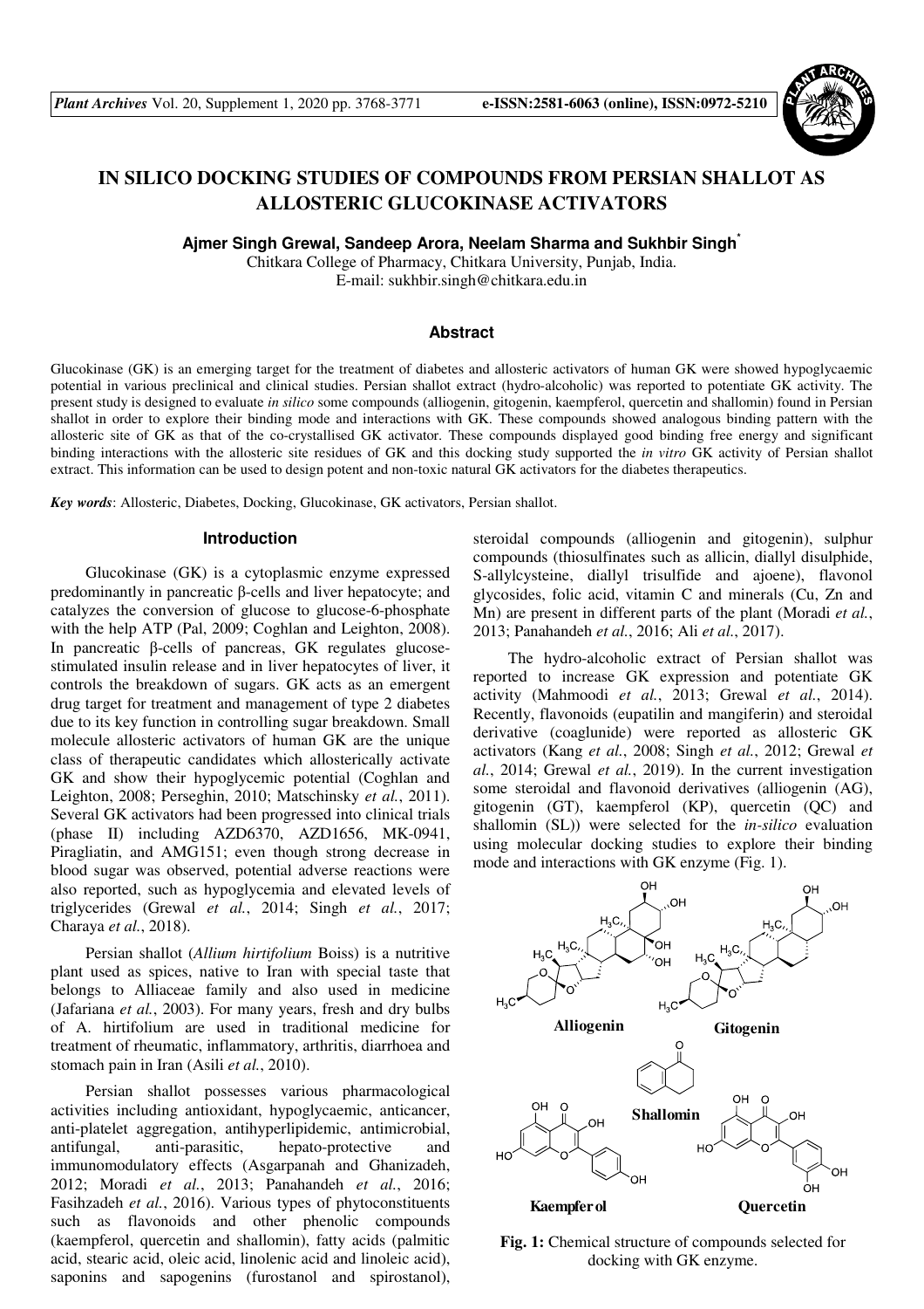# IN SILICO DOCKING STUDIES OF COMPOUNDS FROM PERSIAN SHALLOT AS ALLOSTERIC GLUCOKINASE ACTIVATORS

**Ajmer Singh Grewal, Sandeep Arora, Neelam Sharma and Sukhbir Singh***

Chitkara College of Pharmacy, Chitkara University, Punjab, India.
E-mail: sukhbir.singh@chitkara.edu.in

## Abstract

Glucokinase (GK) is an emerging target for the treatment of diabetes and allosteric activators of human GK were showed hypoglycaemic potential in various preclinical and clinical studies. Persian shallot extract (hydro-alcoholic) was reported to potentiate GK activity. The present study is designed to evaluate *in silico* some compounds (alliogenin, gitogenin, kaempferol, quercetin and shallomin) found in Persian shallot in order to explore their binding mode and interactions with GK. These compounds showed analogous binding pattern with the allosteric site of GK as that of the co-crystallised GK activator. These compounds displayed good binding free energy and significant binding interactions with the allosteric site residues of GK and this docking study supported the *in vitro* GK activity of Persian shallot extract. This information can be used to design potent and non-toxic natural GK activators for the diabetes therapeutics.

***Key words***: Allosteric, Diabetes, Docking, Glucokinase, GK activators, Persian shallot.

## Introduction

Glucokinase (GK) is a cytoplasmic enzyme expressed predominantly in pancreatic β-cells and liver hepatocyte; and catalyzes the conversion of glucose to glucose-6-phosphate with the help ATP (Pal, 2009; Coghlan and Leighton, 2008). In pancreatic β-cells of pancreas, GK regulates glucose-stimulated insulin release and in liver hepatocytes of liver, it controls the breakdown of sugars. GK acts as an emergent drug target for treatment and management of type 2 diabetes due to its key function in controlling sugar breakdown. Small molecule allosteric activators of human GK are the unique class of therapeutic candidates which allosterically activate GK and show their hypoglycemic potential (Coghlan and Leighton, 2008; Perseghin, 2010; Matschinsky *et al.*, 2011). Several GK activators had been progressed into clinical trials (phase II) including AZD6370, AZD1656, MK-0941, Piragliatin, and AMG151; even though strong decrease in blood sugar was observed, potential adverse reactions were also reported, such as hypoglycemia and elevated levels of triglycerides (Grewal *et al.*, 2014; Singh *et al.*, 2017; Charaya *et al.*, 2018).

Persian shallot (*Allium hirtifolium* Boiss) is a nutritive plant used as spices, native to Iran with special taste that belongs to Alliaceae family and also used in medicine (Jafariana *et al.*, 2003). For many years, fresh and dry bulbs of A. hirtifolium are used in traditional medicine for treatment of rheumatic, inflammatory, arthritis, diarrhoea and stomach pain in Iran (Asili *et al.*, 2010).

Persian shallot possesses various pharmacological activities including antioxidant, hypoglycaemic, anticancer, anti-platelet aggregation, antihyperlipidemic, antimicrobial, antifungal, anti-parasitic, hepato-protective and immunomodulatory effects (Asgarpanah and Ghanizadeh, 2012; Moradi *et al.*, 2013; Panahandeh *et al.*, 2016; Fasihzadeh *et al.*, 2016). Various types of phytoconstituents such as flavonoids and other phenolic compounds (kaempferol, quercetin and shallomin), fatty acids (palmitic acid, stearic acid, oleic acid, linolenic acid and linoleic acid), saponins and sapogenins (furostanol and spirostanol), steroidal compounds (alliogenin and gitogenin), sulphur compounds (thiosulfinates such as allicin, diallyl disulphide, S-allylcysteine, diallyl trisulfide and ajoene), flavonol glycosides, folic acid, vitamin C and minerals (Cu, Zn and Mn) are present in different parts of the plant (Moradi *et al.*, 2013; Panahandeh *et al.*, 2016; Ali *et al.*, 2017).

The hydro-alcoholic extract of Persian shallot was reported to increase GK expression and potentiate GK activity (Mahmoodi *et al.*, 2013; Grewal *et al.*, 2014). Recently, flavonoids (eupatilin and mangiferin) and steroidal derivative (coaglunide) were reported as allosteric GK activators (Kang *et al.*, 2008; Singh *et al.*, 2012; Grewal *et al.*, 2014; Grewal *et al.*, 2019). In the current investigation some steroidal and flavonoid derivatives (alliogenin (AG), gitogenin (GT), kaempferol (KP), quercetin (QC) and shallomin (SL)) were selected for the *in-silico* evaluation using molecular docking studies to explore their binding mode and interactions with GK enzyme (Fig. 1).

**Fig. 1:** Chemical structure of compounds selected for docking with GK enzyme.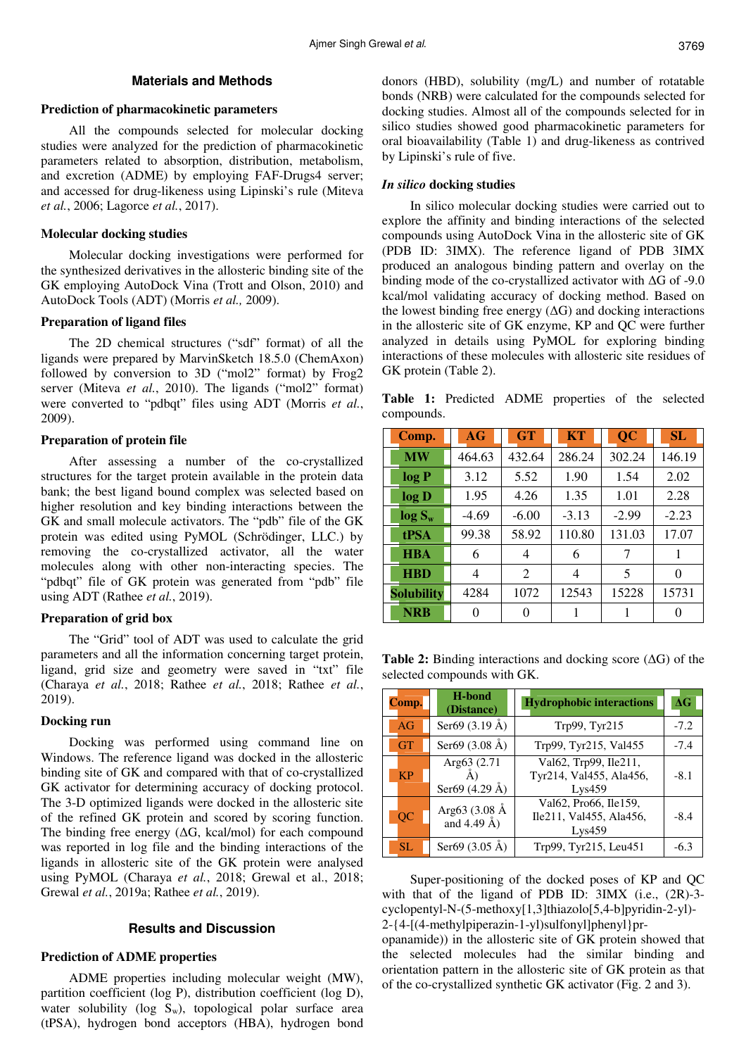## Materials and Methods

### Prediction of pharmacokinetic parameters

All the compounds selected for molecular docking studies were analyzed for the prediction of pharmacokinetic parameters related to absorption, distribution, metabolism, and excretion (ADME) by employing FAF-Drugs4 server; and accessed for drug-likeness using Lipinski's rule (Miteva *et al.*, 2006; Lagorce *et al.*, 2017).

### Molecular docking studies

Molecular docking investigations were performed for the synthesized derivatives in the allosteric binding site of the GK employing AutoDock Vina (Trott and Olson, 2010) and AutoDock Tools (ADT) (Morris *et al.,* 2009).

### Preparation of ligand files

The 2D chemical structures ("sdf" format) of all the ligands were prepared by MarvinSketch 18.5.0 (ChemAxon) followed by conversion to 3D ("mol2" format) by Frog2 server (Miteva *et al.*, 2010). The ligands ("mol2" format) were converted to "pdbqt" files using ADT (Morris *et al.*, 2009).

### Preparation of protein file

After assessing a number of the co-crystallized structures for the target protein available in the protein data bank; the best ligand bound complex was selected based on higher resolution and key binding interactions between the GK and small molecule activators. The "pdb" file of the GK protein was edited using PyMOL (Schrödinger, LLC.) by removing the co-crystallized activator, all the water molecules along with other non-interacting species. The "pdbqt" file of GK protein was generated from "pdb" file using ADT (Rathee *et al.*, 2019).

### Preparation of grid box

The "Grid" tool of ADT was used to calculate the grid parameters and all the information concerning target protein, ligand, grid size and geometry were saved in "txt" file (Charaya *et al.*, 2018; Rathee *et al.*, 2018; Rathee *et al.*, 2019).

### Docking run

Docking was performed using command line on Windows. The reference ligand was docked in the allosteric binding site of GK and compared with that of co-crystallized GK activator for determining accuracy of docking protocol. The 3-D optimized ligands were docked in the allosteric site of the refined GK protein and scored by scoring function. The binding free energy (ΔG, kcal/mol) for each compound was reported in log file and the binding interactions of the ligands in allosteric site of the GK protein were analysed using PyMOL (Charaya *et al.*, 2018; Grewal et al., 2018; Grewal *et al.*, 2019a; Rathee *et al.*, 2019).

## Results and Discussion

### Prediction of ADME properties

ADME properties including molecular weight (MW), partition coefficient (log P), distribution coefficient (log D), water solubility (log $S_w$), topological polar surface area (tPSA), hydrogen bond acceptors (HBA), hydrogen bond donors (HBD), solubility (mg/L) and number of rotatable bonds (NRB) were calculated for the compounds selected for docking studies. Almost all of the compounds selected for in silico studies showed good pharmacokinetic parameters for oral bioavailability (Table 1) and drug-likeness as contrived by Lipinski's rule of five.

### *In silico* docking studies

In silico molecular docking studies were carried out to explore the affinity and binding interactions of the selected compounds using AutoDock Vina in the allosteric site of GK (PDB ID: 3IMX). The reference ligand of PDB 3IMX produced an analogous binding pattern and overlay on the binding mode of the co-crystallized activator with ΔG of -9.0 kcal/mol validating accuracy of docking method. Based on the lowest binding free energy (ΔG) and docking interactions in the allosteric site of GK enzyme, KP and QC were further analyzed in details using PyMOL for exploring binding interactions of these molecules with allosteric site residues of GK protein (Table 2).

**Table 1:** Predicted ADME properties of the selected compounds.

| Comp. | AG | GT | KT | QC | SL |
|---|---|---|---|---|---|
| MW | 464.63 | 432.64 | 286.24 | 302.24 | 146.19 |
| log P | 3.12 | 5.52 | 1.90 | 1.54 | 2.02 |
| log D | 1.95 | 4.26 | 1.35 | 1.01 | 2.28 |
| log $S_w$ | -4.69 | -6.00 | -3.13 | -2.99 | -2.23 |
| tPSA | 99.38 | 58.92 | 110.80 | 131.03 | 17.07 |
| HBA | 6 | 4 | 6 | 7 | 1 |
| HBD | 4 | 2 | 4 | 5 | 0 |
| Solubility | 4284 | 1072 | 12543 | 15228 | 15731 |
| NRB | 0 | 0 | 1 | 1 | 0 |

**Table 2:** Binding interactions and docking score (ΔG) of the selected compounds with GK.

| Comp. | H-bond (Distance) | Hydrophobic interactions | ΔG |
|---|---|---|---|
| AG | Ser69 (3.19 Å) | Trp99, Tyr215 | -7.2 |
| GT | Ser69 (3.08 Å) | Trp99, Tyr215, Val455 | -7.4 |
| KP | Arg63 (2.71 Å) Ser69 (4.29 Å) | Val62, Trp99, Ile211, Tyr214, Val455, Ala456, Lys459 | -8.1 |
| QC | Arg63 (3.08 Å and 4.49 Å) | Val62, Pro66, Ile159, Ile211, Val455, Ala456, Lys459 | -8.4 |
| SL | Ser69 (3.05 Å) | Trp99, Tyr215, Leu451 | -6.3 |

Super-positioning of the docked poses of KP and QC with that of the ligand of PDB ID: 3IMX (i.e., (2R)-3-cyclopentyl-N-(5-methoxy[1,3]thiazolo[5,4-b]pyridin-2-yl)-2-{4-[(4-methylpiperazin-1-yl)sulfonyl]phenyl}propanamide)) in the allosteric site of GK protein showed that the selected molecules had the similar binding and orientation pattern in the allosteric site of GK protein as that of the co-crystallized synthetic GK activator (Fig. 2 and 3).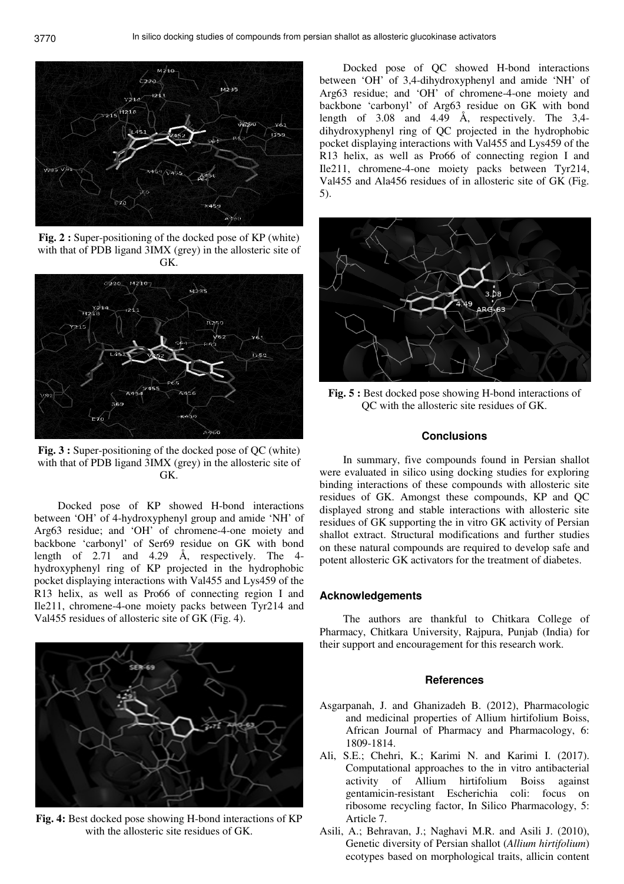**Fig. 2 :** Super-positioning of the docked pose of KP (white) with that of PDB ligand 3IMX (grey) in the allosteric site of GK.

**Fig. 3 :** Super-positioning of the docked pose of QC (white) with that of PDB ligand 3IMX (grey) in the allosteric site of GK.

Docked pose of KP showed H-bond interactions between 'OH' of 4-hydroxyphenyl group and amide 'NH' of Arg63 residue; and 'OH' of chromene-4-one moiety and backbone 'carbonyl' of Ser69 residue on GK with bond length of 2.71 and 4.29 Å, respectively. The 4-hydroxyphenyl ring of KP projected in the hydrophobic pocket displaying interactions with Val455 and Lys459 of the R13 helix, as well as Pro66 of connecting region I and Ile211, chromene-4-one moiety packs between Tyr214 and Val455 residues of allosteric site of GK (Fig. 4).

**Fig. 4:** Best docked pose showing H-bond interactions of KP with the allosteric site residues of GK.

Docked pose of QC showed H-bond interactions between 'OH' of 3,4-dihydroxyphenyl and amide 'NH' of Arg63 residue; and 'OH' of chromene-4-one moiety and backbone 'carbonyl' of Arg63 residue on GK with bond length of 3.08 and 4.49 Å, respectively. The 3,4-dihydroxyphenyl ring of QC projected in the hydrophobic pocket displaying interactions with Val455 and Lys459 of the R13 helix, as well as Pro66 of connecting region I and Ile211, chromene-4-one moiety packs between Tyr214, Val455 and Ala456 residues of in allosteric site of GK (Fig. 5).

**Fig. 5 :** Best docked pose showing H-bond interactions of QC with the allosteric site residues of GK.

## Conclusions

In summary, five compounds found in Persian shallot were evaluated in silico using docking studies for exploring binding interactions of these compounds with allosteric site residues of GK. Amongst these compounds, KP and QC displayed strong and stable interactions with allosteric site residues of GK supporting the in vitro GK activity of Persian shallot extract. Structural modifications and further studies on these natural compounds are required to develop safe and potent allosteric GK activators for the treatment of diabetes.

## Acknowledgements

The authors are thankful to Chitkara College of Pharmacy, Chitkara University, Rajpura, Punjab (India) for their support and encouragement for this research work.

## References

- Asgarpanah, J. and Ghanizadeh B. (2012), Pharmacologic and medicinal properties of Allium hirtifolium Boiss, African Journal of Pharmacy and Pharmacology, 6: 1809-1814.
- Ali, S.E.; Chehri, K.; Karimi N. and Karimi I. (2017). Computational approaches to the in vitro antibacterial activity of Allium hirtifolium Boiss against gentamicin-resistant Escherichia coli: focus on ribosome recycling factor, In Silico Pharmacology, 5: Article 7.
- Asili, A.; Behravan, J.; Naghavi M.R. and Asili J. (2010), Genetic diversity of Persian shallot (*Allium hirtifolium*) ecotypes based on morphological traits, allicin content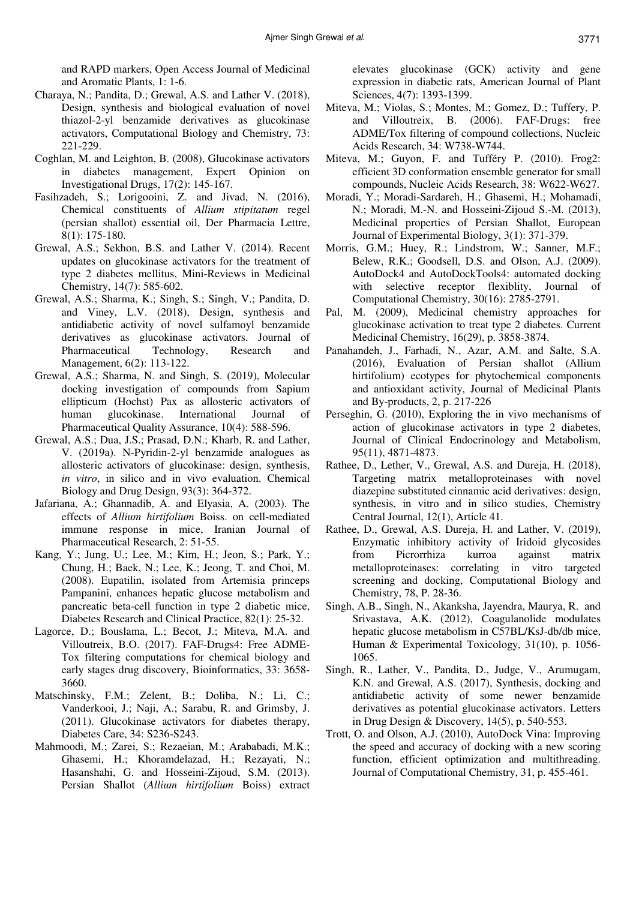and RAPD markers, Open Access Journal of Medicinal and Aromatic Plants, 1: 1-6.

Charaya, N.; Pandita, D.; Grewal, A.S. and Lather V. (2018), Design, synthesis and biological evaluation of novel thiazol-2-yl benzamide derivatives as glucokinase activators, Computational Biology and Chemistry, 73: 221-229.

Coghlan, M. and Leighton, B. (2008), Glucokinase activators in diabetes management, Expert Opinion on Investigational Drugs, 17(2): 145-167.

Fasihzadeh, S.; Lorigooini, Z. and Jivad, N. (2016), Chemical constituents of *Allium stipitatum* regel (persian shallot) essential oil, Der Pharmacia Lettre, 8(1): 175-180.

Grewal, A.S.; Sekhon, B.S. and Lather V. (2014). Recent updates on glucokinase activators for the treatment of type 2 diabetes mellitus, Mini-Reviews in Medicinal Chemistry, 14(7): 585-602.

Grewal, A.S.; Sharma, K.; Singh, S.; Singh, V.; Pandita, D. and Viney, L.V. (2018), Design, synthesis and antidiabetic activity of novel sulfamoyl benzamide derivatives as glucokinase activators. Journal of Pharmaceutical Technology, Research and Management, 6(2): 113-122.

Grewal, A.S.; Sharma, N. and Singh, S. (2019), Molecular docking investigation of compounds from Sapium ellipticum (Hochst) Pax as allosteric activators of human glucokinase. International Journal of Pharmaceutical Quality Assurance, 10(4): 588-596.

Grewal, A.S.; Dua, J.S.; Prasad, D.N.; Kharb, R. and Lather, V. (2019a). N-Pyridin-2-yl benzamide analogues as allosteric activators of glucokinase: design, synthesis, *in vitro*, in silico and in vivo evaluation. Chemical Biology and Drug Design, 93(3): 364-372.

Jafariana, A.; Ghannadib, A. and Elyasia, A. (2003). The effects of *Allium hirtifolium* Boiss. on cell-mediated immune response in mice, Iranian Journal of Pharmaceutical Research, 2: 51-55.

Kang, Y.; Jung, U.; Lee, M.; Kim, H.; Jeon, S.; Park, Y.; Chung, H.; Baek, N.; Lee, K.; Jeong, T. and Choi, M. (2008). Eupatilin, isolated from Artemisia princeps Pampanini, enhances hepatic glucose metabolism and pancreatic beta-cell function in type 2 diabetic mice, Diabetes Research and Clinical Practice, 82(1): 25-32.

Lagorce, D.; Bouslama, L.; Becot, J.; Miteva, M.A. and Villoutreix, B.O. (2017). FAF-Drugs4: Free ADME-Tox filtering computations for chemical biology and early stages drug discovery, Bioinformatics, 33: 3658-3660.

Matschinsky, F.M.; Zelent, B.; Doliba, N.; Li, C.; Vanderkooi, J.; Naji, A.; Sarabu, R. and Grimsby, J. (2011). Glucokinase activators for diabetes therapy, Diabetes Care, 34: S236-S243.

Mahmoodi, M.; Zarei, S.; Rezaeian, M.; Arababadi, M.K.; Ghasemi, H.; Khoramdelazad, H.; Rezayati, N.; Hasanshahi, G. and Hosseini-Zijoud, S.M. (2013). Persian Shallot (*Allium hirtifolium* Boiss) extract elevates glucokinase (GCK) activity and gene expression in diabetic rats, American Journal of Plant Sciences, 4(7): 1393-1399.

Miteva, M.; Violas, S.; Montes, M.; Gomez, D.; Tuffery, P. and Villoutreix, B. (2006). FAF-Drugs: free ADME/Tox filtering of compound collections, Nucleic Acids Research, 34: W738-W744.

Miteva, M.; Guyon, F. and Tufféry P. (2010). Frog2: efficient 3D conformation ensemble generator for small compounds, Nucleic Acids Research, 38: W622-W627.

Moradi, Y.; Moradi-Sardareh, H.; Ghasemi, H.; Mohamadi, N.; Moradi, M.-N. and Hosseini-Zijoud S.-M. (2013), Medicinal properties of Persian Shallot, European Journal of Experimental Biology, 3(1): 371-379.

Morris, G.M.; Huey, R.; Lindstrom, W.; Sanner, M.F.; Belew, R.K.; Goodsell, D.S. and Olson, A.J. (2009). AutoDock4 and AutoDockTools4: automated docking with selective receptor flexiblity, Journal of Computational Chemistry, 30(16): 2785-2791.

Pal, M. (2009), Medicinal chemistry approaches for glucokinase activation to treat type 2 diabetes. Current Medicinal Chemistry, 16(29), p. 3858-3874.

Panahandeh, J., Farhadi, N., Azar, A.M. and Salte, S.A. (2016), Evaluation of Persian shallot (Allium hirtifolium) ecotypes for phytochemical components and antioxidant activity, Journal of Medicinal Plants and By-products, 2, p. 217-226

Perseghin, G. (2010), Exploring the in vivo mechanisms of action of glucokinase activators in type 2 diabetes, Journal of Clinical Endocrinology and Metabolism, 95(11), 4871-4873.

Rathee, D., Lether, V., Grewal, A.S. and Dureja, H. (2018), Targeting matrix metalloproteinases with novel diazepine substituted cinnamic acid derivatives: design, synthesis, in vitro and in silico studies, Chemistry Central Journal, 12(1), Article 41.

Rathee, D., Grewal, A.S. Dureja, H. and Lather, V. (2019), Enzymatic inhibitory activity of Iridoid glycosides from Picrorrhiza kurroa against matrix metalloproteinases: correlating in vitro targeted screening and docking, Computational Biology and Chemistry, 78, P. 28-36.

Singh, A.B., Singh, N., Akanksha, Jayendra, Maurya, R. and Srivastava, A.K. (2012), Coagulanolide modulates hepatic glucose metabolism in C57BL/KsJ-db/db mice, Human & Experimental Toxicology, 31(10), p. 1056-1065.

Singh, R., Lather, V., Pandita, D., Judge, V., Arumugam, K.N. and Grewal, A.S. (2017), Synthesis, docking and antidiabetic activity of some newer benzamide derivatives as potential glucokinase activators. Letters in Drug Design & Discovery, 14(5), p. 540-553.

Trott, O. and Olson, A.J. (2010), AutoDock Vina: Improving the speed and accuracy of docking with a new scoring function, efficient optimization and multithreading. Journal of Computational Chemistry, 31, p. 455-461.